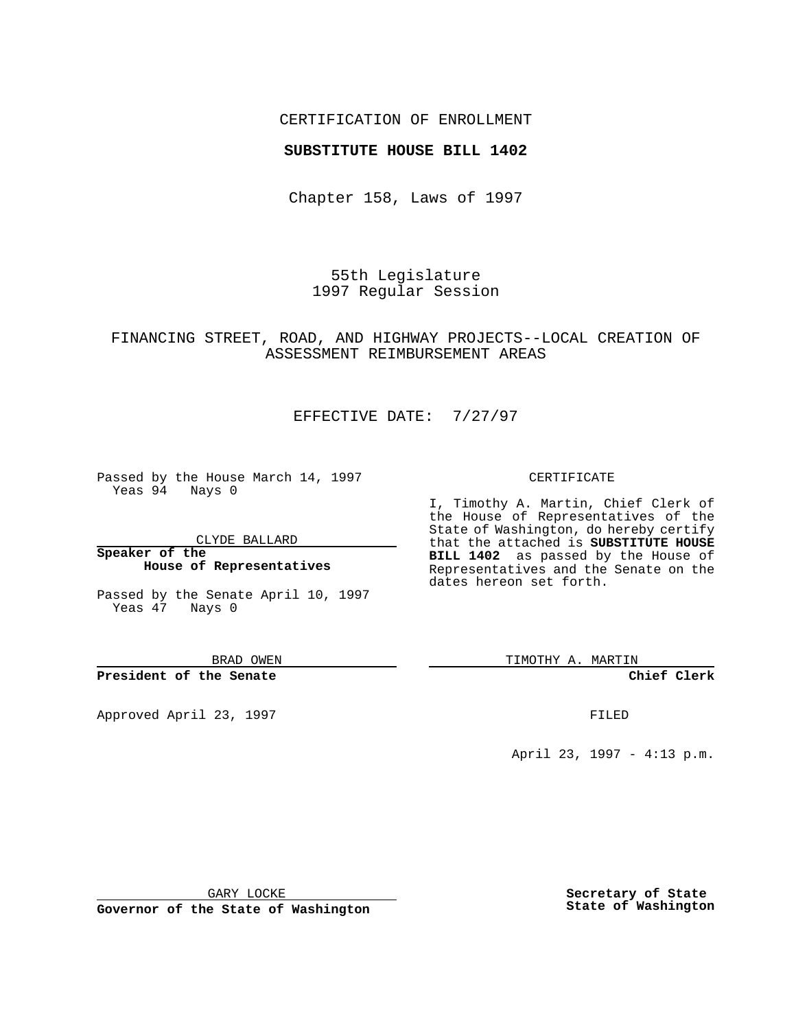CERTIFICATION OF ENROLLMENT

**SUBSTITUTE HOUSE BILL 1402**

Chapter 158, Laws of 1997

55th Legislature
1997 Regular Session

FINANCING STREET, ROAD, AND HIGHWAY PROJECTS--LOCAL CREATION OF ASSESSMENT REIMBURSEMENT AREAS

EFFECTIVE DATE: 7/27/97

Passed by the House March 14, 1997
Yeas 94 Nays 0

CLYDE BALLARD

**Speaker of the House of Representatives**

Passed by the Senate April 10, 1997
Yeas 47 Nays 0

BRAD OWEN

**President of the Senate**

Approved April 23, 1997

GARY LOCKE

**Governor of the State of Washington**

CERTIFICATE

I, Timothy A. Martin, Chief Clerk of the House of Representatives of the State of Washington, do hereby certify that the attached is **SUBSTITUTE HOUSE BILL 1402** as passed by the House of Representatives and the Senate on the dates hereon set forth.

TIMOTHY A. MARTIN

**Chief Clerk**

FILED

April 23, 1997 - 4:13 p.m.

**Secretary of State**
**State of Washington**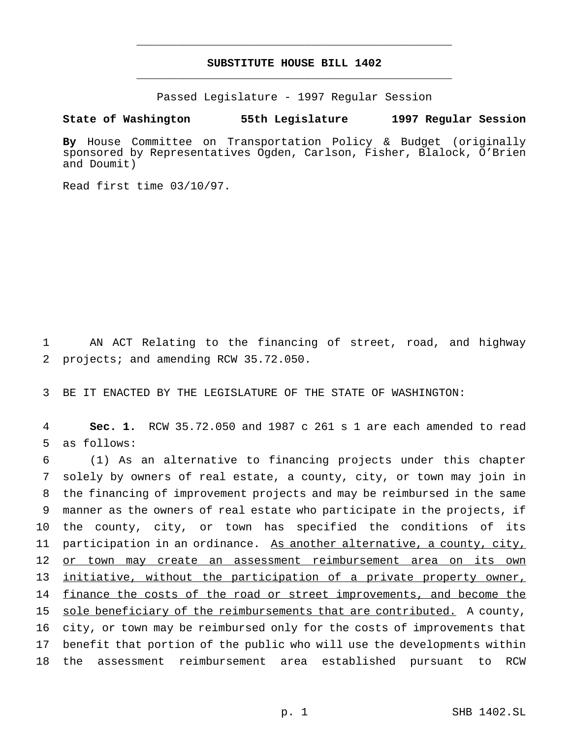# SUBSTITUTE HOUSE BILL 1402

Passed Legislature - 1997 Regular Session

**State of Washington 55th Legislature 1997 Regular Session**

**By** House Committee on Transportation Policy & Budget (originally sponsored by Representatives Ogden, Carlson, Fisher, Blalock, O'Brien and Doumit)

Read first time 03/10/97.

AN ACT Relating to the financing of street, road, and highway projects; and amending RCW 35.72.050.

BE IT ENACTED BY THE LEGISLATURE OF THE STATE OF WASHINGTON:

**Sec. 1.** RCW 35.72.050 and 1987 c 261 s 1 are each amended to read as follows:

(1) As an alternative to financing projects under this chapter solely by owners of real estate, a county, city, or town may join in the financing of improvement projects and may be reimbursed in the same manner as the owners of real estate who participate in the projects, if the county, city, or town has specified the conditions of its participation in an ordinance. <u>As another alternative, a county, city, or town may create an assessment reimbursement area on its own initiative, without the participation of a private property owner, finance the costs of the road or street improvements, and become the sole beneficiary of the reimbursements that are contributed.</u> A county, city, or town may be reimbursed only for the costs of improvements that benefit that portion of the public who will use the developments within the assessment reimbursement area established pursuant to RCW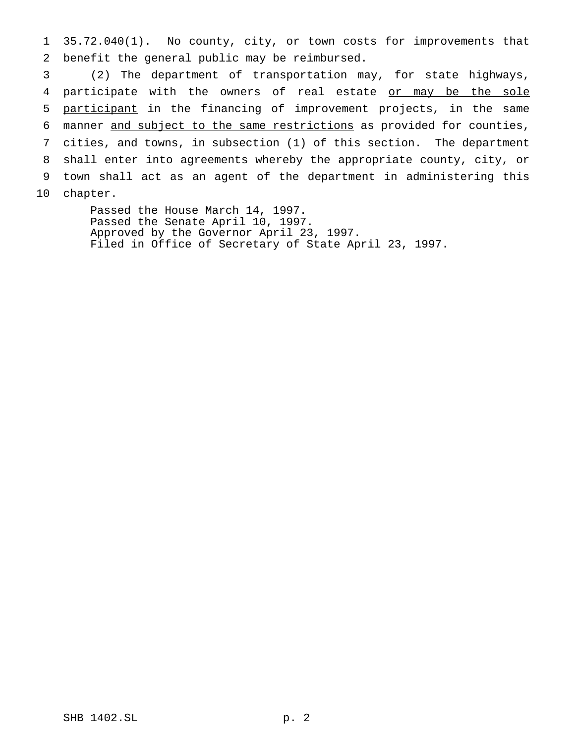35.72.040(1). No county, city, or town costs for improvements that benefit the general public may be reimbursed.

(2) The department of transportation may, for state highways, participate with the owners of real estate <u>or may be the sole participant</u> in the financing of improvement projects, in the same manner <u>and subject to the same restrictions</u> as provided for counties, cities, and towns, in subsection (1) of this section. The department shall enter into agreements whereby the appropriate county, city, or town shall act as an agent of the department in administering this chapter.

Passed the House March 14, 1997.
Passed the Senate April 10, 1997.
Approved by the Governor April 23, 1997.
Filed in Office of Secretary of State April 23, 1997.